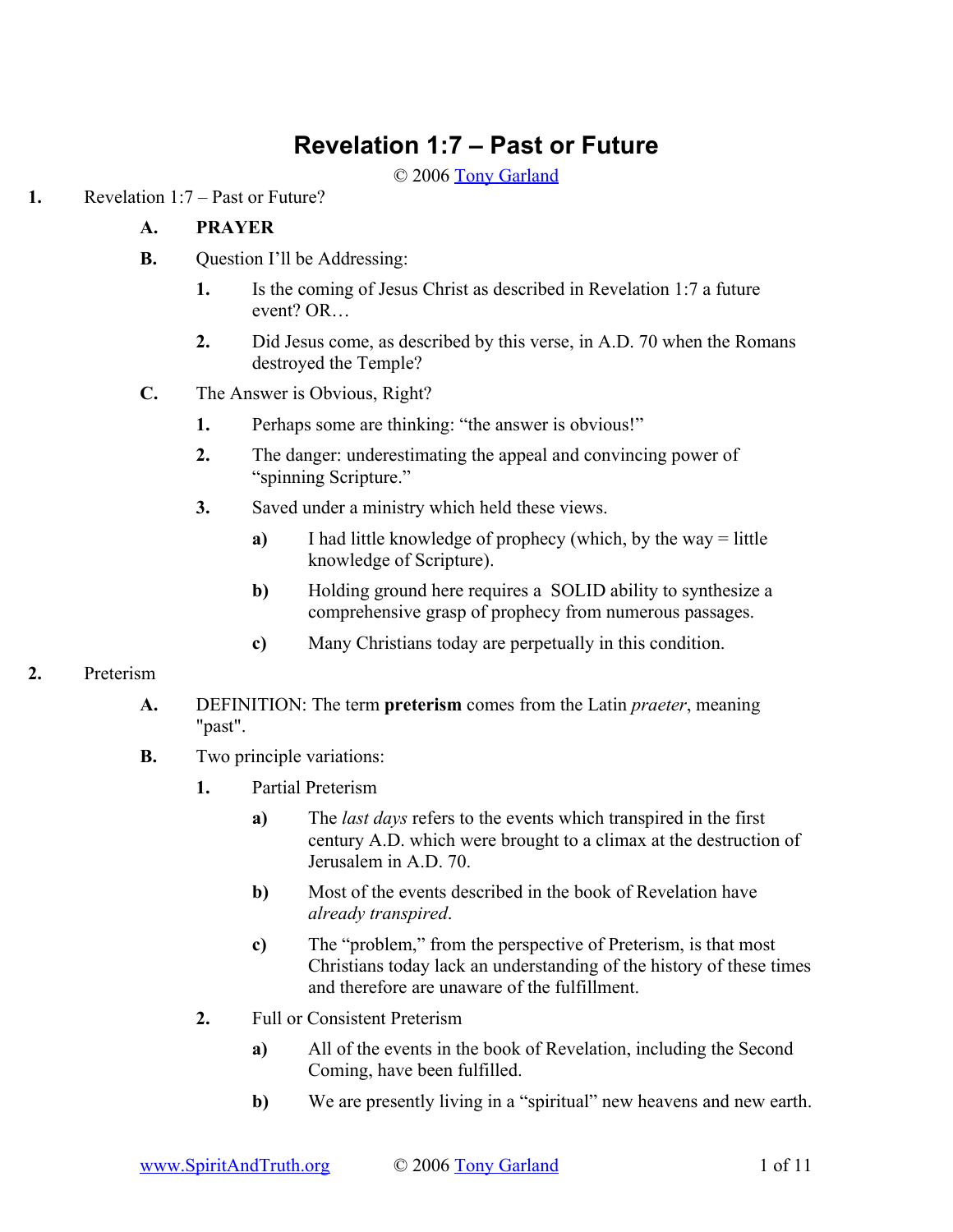# Revelation 1:7 – Past or Future

© 2006 Tony Garland

1. Revelation 1:7 – Past or Future?
   - A. **PRAYER**
   - B. Question I'll be Addressing:
     1. Is the coming of Jesus Christ as described in Revelation 1:7 a future event? OR…
     2. Did Jesus come, as described by this verse, in A.D. 70 when the Romans destroyed the Temple?
   - C. The Answer is Obvious, Right?
     1. Perhaps some are thinking: "the answer is obvious!"
     2. The danger: underestimating the appeal and convincing power of "spinning Scripture."
     3. Saved under a ministry which held these views.
        - a) I had little knowledge of prophecy (which, by the way = little knowledge of Scripture).
        - b) Holding ground here requires a SOLID ability to synthesize a comprehensive grasp of prophecy from numerous passages.
        - c) Many Christians today are perpetually in this condition.

2. Preterism
   - A. DEFINITION: The term **preterism** comes from the Latin *praeter*, meaning "past".
   - B. Two principle variations:
     1. Partial Preterism
        - a) The *last days* refers to the events which transpired in the first century A.D. which were brought to a climax at the destruction of Jerusalem in A.D. 70.
        - b) Most of the events described in the book of Revelation have *already transpired*.
        - c) The "problem," from the perspective of Preterism, is that most Christians today lack an understanding of the history of these times and therefore are unaware of the fulfillment.
     2. Full or Consistent Preterism
        - a) All of the events in the book of Revelation, including the Second Coming, have been fulfilled.
        - b) We are presently living in a "spiritual" new heavens and new earth.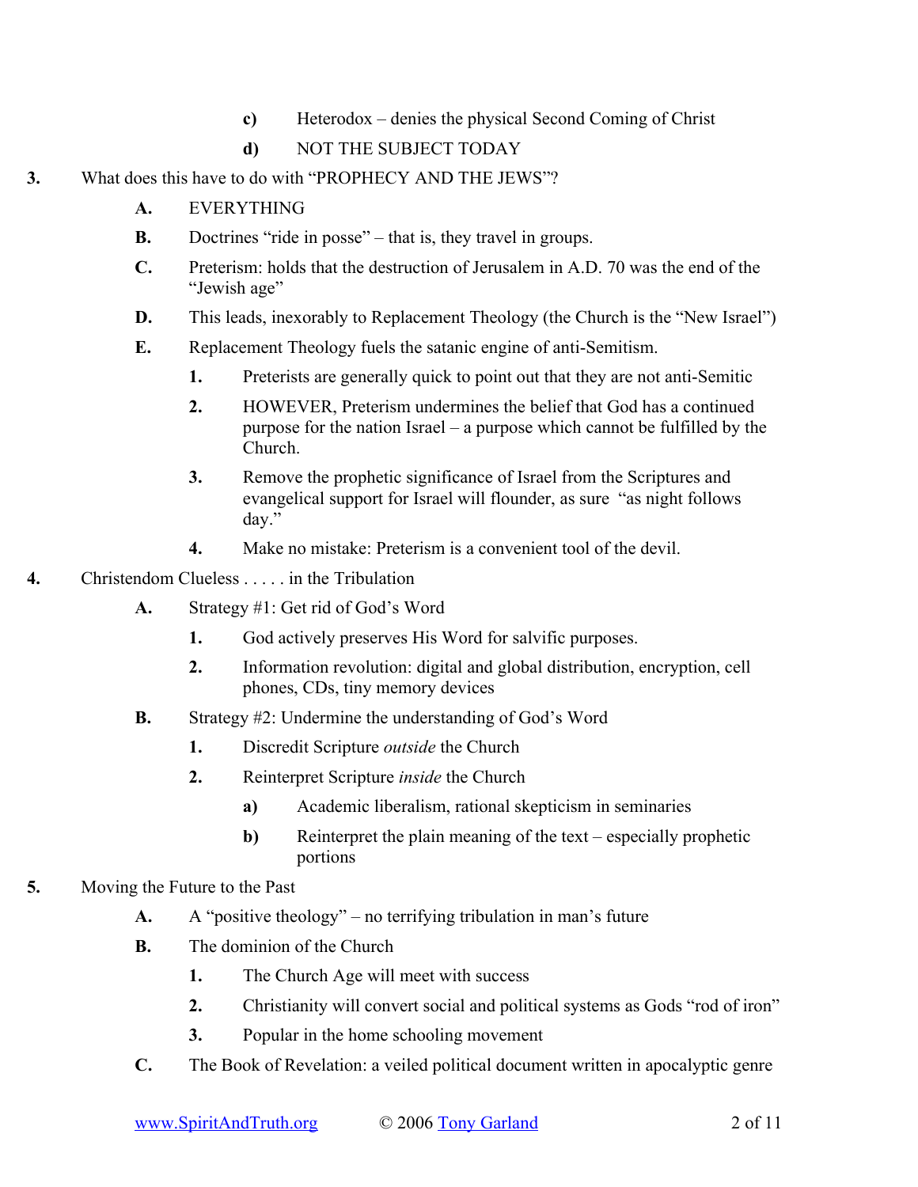- c) Heterodox – denies the physical Second Coming of Christ
   - d) NOT THE SUBJECT TODAY

3. What does this have to do with "PROPHECY AND THE JEWS"?
   - A. EVERYTHING
   - B. Doctrines "ride in posse" – that is, they travel in groups.
   - C. Preterism: holds that the destruction of Jerusalem in A.D. 70 was the end of the "Jewish age"
   - D. This leads, inexorably to Replacement Theology (the Church is the "New Israel")
   - E. Replacement Theology fuels the satanic engine of anti-Semitism.
     - 1. Preterists are generally quick to point out that they are not anti-Semitic
     - 2. HOWEVER, Preterism undermines the belief that God has a continued purpose for the nation Israel – a purpose which cannot be fulfilled by the Church.
     - 3. Remove the prophetic significance of Israel from the Scriptures and evangelical support for Israel will flounder, as sure "as night follows day."
     - 4. Make no mistake: Preterism is a convenient tool of the devil.

4. Christendom Clueless . . . . . in the Tribulation
   - A. Strategy #1: Get rid of God's Word
     - 1. God actively preserves His Word for salvific purposes.
     - 2. Information revolution: digital and global distribution, encryption, cell phones, CDs, tiny memory devices
   - B. Strategy #2: Undermine the understanding of God's Word
     - 1. Discredit Scripture *outside* the Church
     - 2. Reinterpret Scripture *inside* the Church
       - a) Academic liberalism, rational skepticism in seminaries
       - b) Reinterpret the plain meaning of the text – especially prophetic portions

5. Moving the Future to the Past
   - A. A "positive theology" – no terrifying tribulation in man's future
   - B. The dominion of the Church
     - 1. The Church Age will meet with success
     - 2. Christianity will convert social and political systems as Gods "rod of iron"
     - 3. Popular in the home schooling movement
   - C. The Book of Revelation: a veiled political document written in apocalyptic genre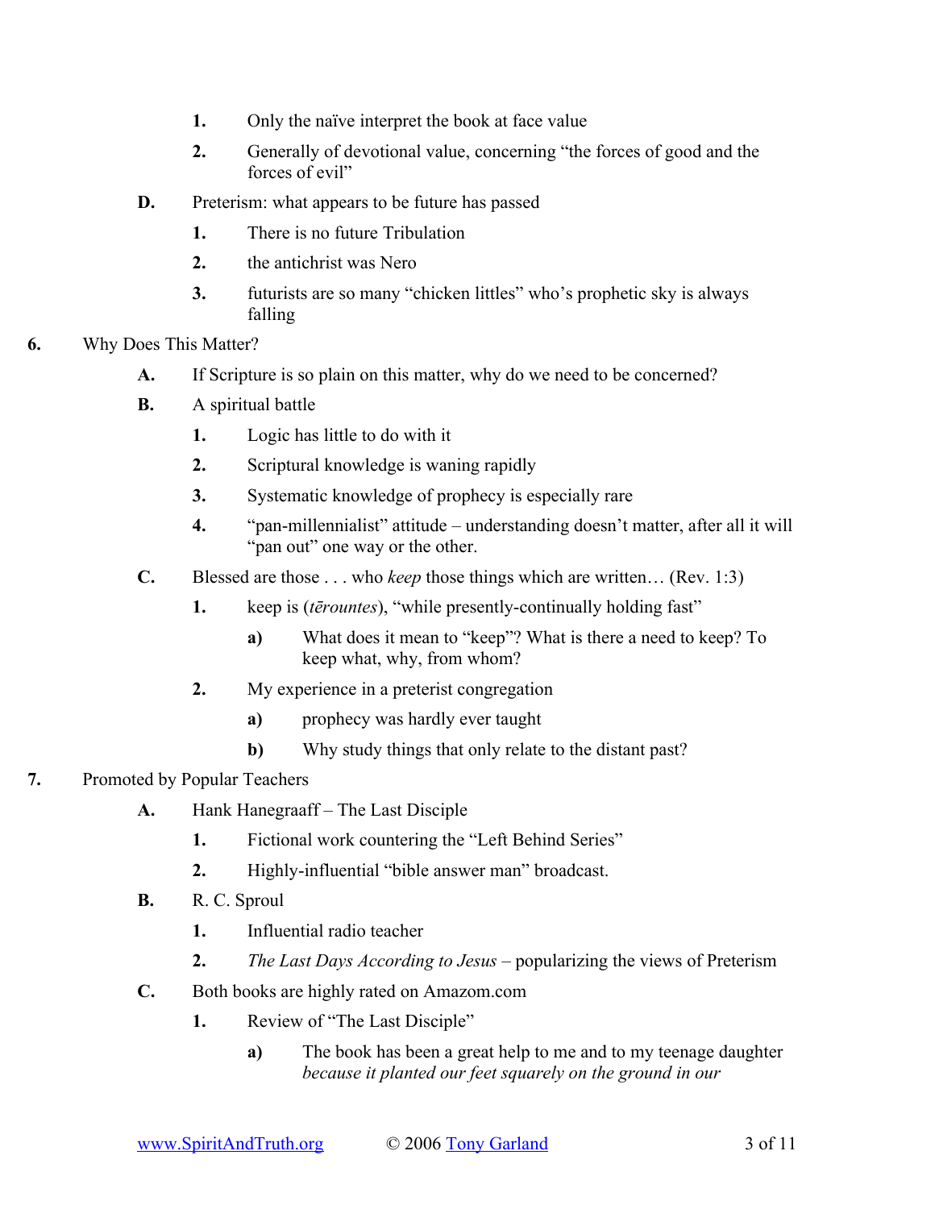1. Only the naïve interpret the book at face value
2. Generally of devotional value, concerning "the forces of good and the forces of evil"

D. Preterism: what appears to be future has passed

1. There is no future Tribulation
2. the antichrist was Nero
3. futurists are so many "chicken littles" who's prophetic sky is always falling

6. Why Does This Matter?

A. If Scripture is so plain on this matter, why do we need to be concerned?

B. A spiritual battle

1. Logic has little to do with it
2. Scriptural knowledge is waning rapidly
3. Systematic knowledge of prophecy is especially rare
4. "pan-millennialist" attitude – understanding doesn't matter, after all it will "pan out" one way or the other.

C. Blessed are those . . . who *keep* those things which are written… (Rev. 1:3)

1. keep is (*tērountes*), "while presently-continually holding fast"
   a) What does it mean to "keep"? What is there a need to keep? To keep what, why, from whom?
2. My experience in a preterist congregation
   a) prophecy was hardly ever taught
   b) Why study things that only relate to the distant past?

7. Promoted by Popular Teachers

A. Hank Hanegraaff – The Last Disciple

1. Fictional work countering the "Left Behind Series"
2. Highly-influential "bible answer man" broadcast.

B. R. C. Sproul

1. Influential radio teacher
2. *The Last Days According to Jesus* – popularizing the views of Preterism

C. Both books are highly rated on Amazom.com

1. Review of "The Last Disciple"
   a) The book has been a great help to me and to my teenage daughter *because it planted our feet squarely on the ground in our*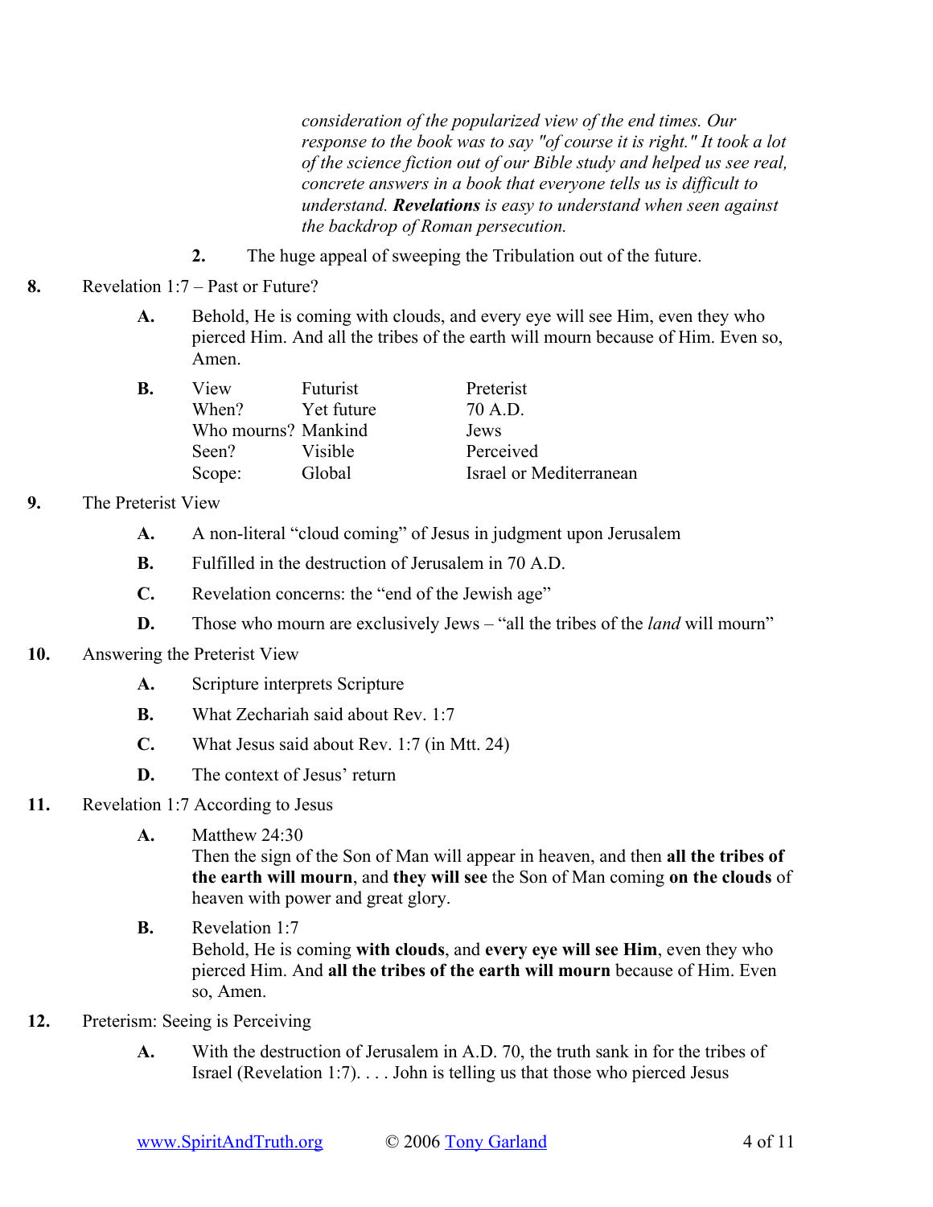*consideration of the popularized view of the end times. Our response to the book was to say "of course it is right." It took a lot of the science fiction out of our Bible study and helped us see real, concrete answers in a book that everyone tells us is difficult to understand.* ***Revelations*** *is easy to understand when seen against the backdrop of Roman persecution.*

**2.** The huge appeal of sweeping the Tribulation out of the future.

**8.** Revelation 1:7 – Past or Future?

**A.** Behold, He is coming with clouds, and every eye will see Him, even they who pierced Him. And all the tribes of the earth will mourn because of Him. Even so, Amen.

**B.**

| View | Futurist | Preterist |
|---|---|---|
| When? | Yet future | 70 A.D. |
| Who mourns? | Mankind | Jews |
| Seen? | Visible | Perceived |
| Scope: | Global | Israel or Mediterranean |

**9.** The Preterist View

**A.** A non-literal "cloud coming" of Jesus in judgment upon Jerusalem

**B.** Fulfilled in the destruction of Jerusalem in 70 A.D.

**C.** Revelation concerns: the "end of the Jewish age"

**D.** Those who mourn are exclusively Jews – "all the tribes of the *land* will mourn"

**10.** Answering the Preterist View

**A.** Scripture interprets Scripture

**B.** What Zechariah said about Rev. 1:7

**C.** What Jesus said about Rev. 1:7 (in Mtt. 24)

**D.** The context of Jesus' return

**11.** Revelation 1:7 According to Jesus

**A.** Matthew 24:30
Then the sign of the Son of Man will appear in heaven, and then **all the tribes of the earth will mourn**, and **they will see** the Son of Man coming **on the clouds** of heaven with power and great glory.

**B.** Revelation 1:7
Behold, He is coming **with clouds**, and **every eye will see Him**, even they who pierced Him. And **all the tribes of the earth will mourn** because of Him. Even so, Amen.

**12.** Preterism: Seeing is Perceiving

**A.** With the destruction of Jerusalem in A.D. 70, the truth sank in for the tribes of Israel (Revelation 1:7). . . . John is telling us that those who pierced Jesus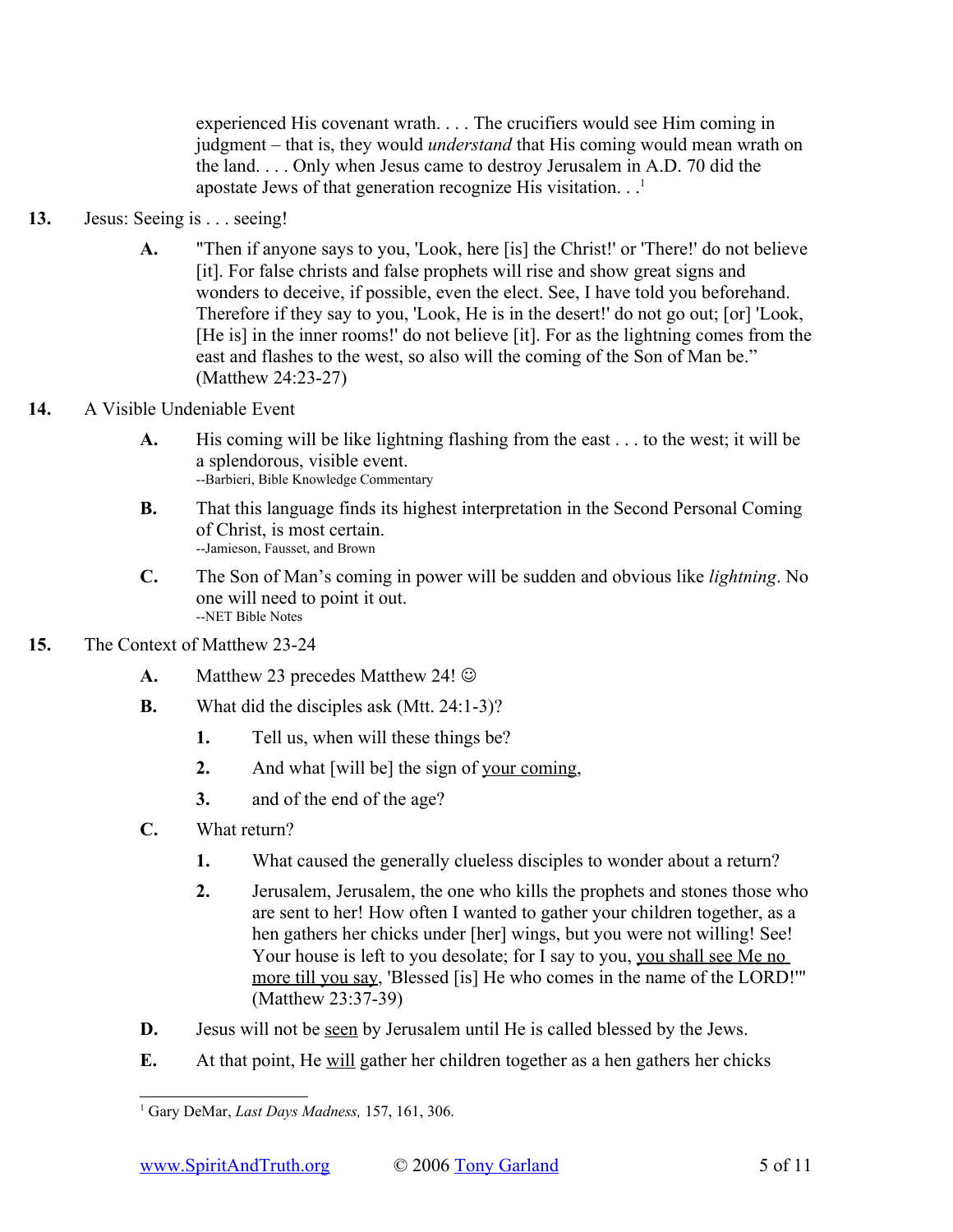experienced His covenant wrath. . . . The crucifiers would see Him coming in judgment – that is, they would *understand* that His coming would mean wrath on the land. . . . Only when Jesus came to destroy Jerusalem in A.D. 70 did the apostate Jews of that generation recognize His visitation. . .[1]

**13.** Jesus: Seeing is . . . seeing!

- **A.** "Then if anyone says to you, 'Look, here [is] the Christ!' or 'There!' do not believe [it]. For false christs and false prophets will rise and show great signs and wonders to deceive, if possible, even the elect. See, I have told you beforehand. Therefore if they say to you, 'Look, He is in the desert!' do not go out; [or] 'Look, [He is] in the inner rooms!' do not believe [it]. For as the lightning comes from the east and flashes to the west, so also will the coming of the Son of Man be." (Matthew 24:23-27)

**14.** A Visible Undeniable Event

- **A.** His coming will be like lightning flashing from the east . . . to the west; it will be a splendorous, visible event.
  --Barbieri, Bible Knowledge Commentary
- **B.** That this language finds its highest interpretation in the Second Personal Coming of Christ, is most certain.
  --Jamieson, Fausset, and Brown
- **C.** The Son of Man's coming in power will be sudden and obvious like *lightning*. No one will need to point it out.
  --NET Bible Notes

**15.** The Context of Matthew 23-24

- **A.** Matthew 23 precedes Matthew 24! ☺
- **B.** What did the disciples ask (Mtt. 24:1-3)?
  1. Tell us, when will these things be?
  2. And what [will be] the sign of <u>your coming</u>,
  3. and of the end of the age?
- **C.** What return?
  1. What caused the generally clueless disciples to wonder about a return?
  2. Jerusalem, Jerusalem, the one who kills the prophets and stones those who are sent to her! How often I wanted to gather your children together, as a hen gathers her chicks under [her] wings, but you were not willing! See! Your house is left to you desolate; for I say to you, <u>you shall see Me no more till you say</u>, 'Blessed [is] He who comes in the name of the LORD!'" (Matthew 23:37-39)
- **D.** Jesus will not be <u>seen</u> by Jerusalem until He is called blessed by the Jews.
- **E.** At that point, He <u>will</u> gather her children together as a hen gathers her chicks

---

[1] Gary DeMar, *Last Days Madness,* 157, 161, 306.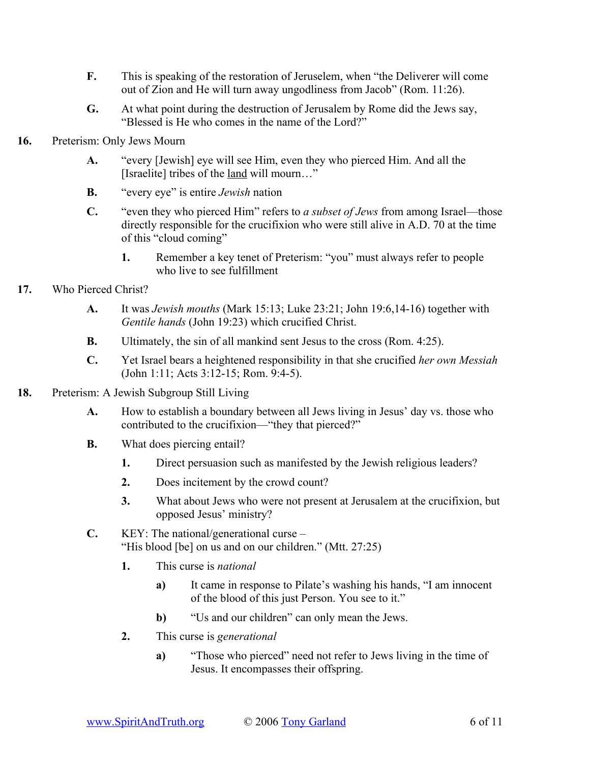F. This is speaking of the restoration of Jeruselem, when "the Deliverer will come out of Zion and He will turn away ungodliness from Jacob" (Rom. 11:26).

G. At what point during the destruction of Jerusalem by Rome did the Jews say, "Blessed is He who comes in the name of the Lord?"

**16.** Preterism: Only Jews Mourn

A. "every [Jewish] eye will see Him, even they who pierced Him. And all the [Israelite] tribes of the <u>land</u> will mourn…"

B. "every eye" is entire *Jewish* nation

C. "even they who pierced Him" refers to *a subset of Jews* from among Israel—those directly responsible for the crucifixion who were still alive in A.D. 70 at the time of this "cloud coming"

1. Remember a key tenet of Preterism: "you" must always refer to people who live to see fulfillment

**17.** Who Pierced Christ?

A. It was *Jewish mouths* (Mark 15:13; Luke 23:21; John 19:6,14-16) together with *Gentile hands* (John 19:23) which crucified Christ.

B. Ultimately, the sin of all mankind sent Jesus to the cross (Rom. 4:25).

C. Yet Israel bears a heightened responsibility in that she crucified *her own Messiah* (John 1:11; Acts 3:12-15; Rom. 9:4-5).

**18.** Preterism: A Jewish Subgroup Still Living

A. How to establish a boundary between all Jews living in Jesus' day vs. those who contributed to the crucifixion—"they that pierced?"

B. What does piercing entail?

1. Direct persuasion such as manifested by the Jewish religious leaders?
2. Does incitement by the crowd count?
3. What about Jews who were not present at Jerusalem at the crucifixion, but opposed Jesus' ministry?

C. KEY: The national/generational curse – "His blood [be] on us and on our children." (Mtt. 27:25)

1. This curse is *national*

   a) It came in response to Pilate's washing his hands, "I am innocent of the blood of this just Person. You see to it."

   b) "Us and our children" can only mean the Jews.

2. This curse is *generational*

   a) "Those who pierced" need not refer to Jews living in the time of Jesus. It encompasses their offspring.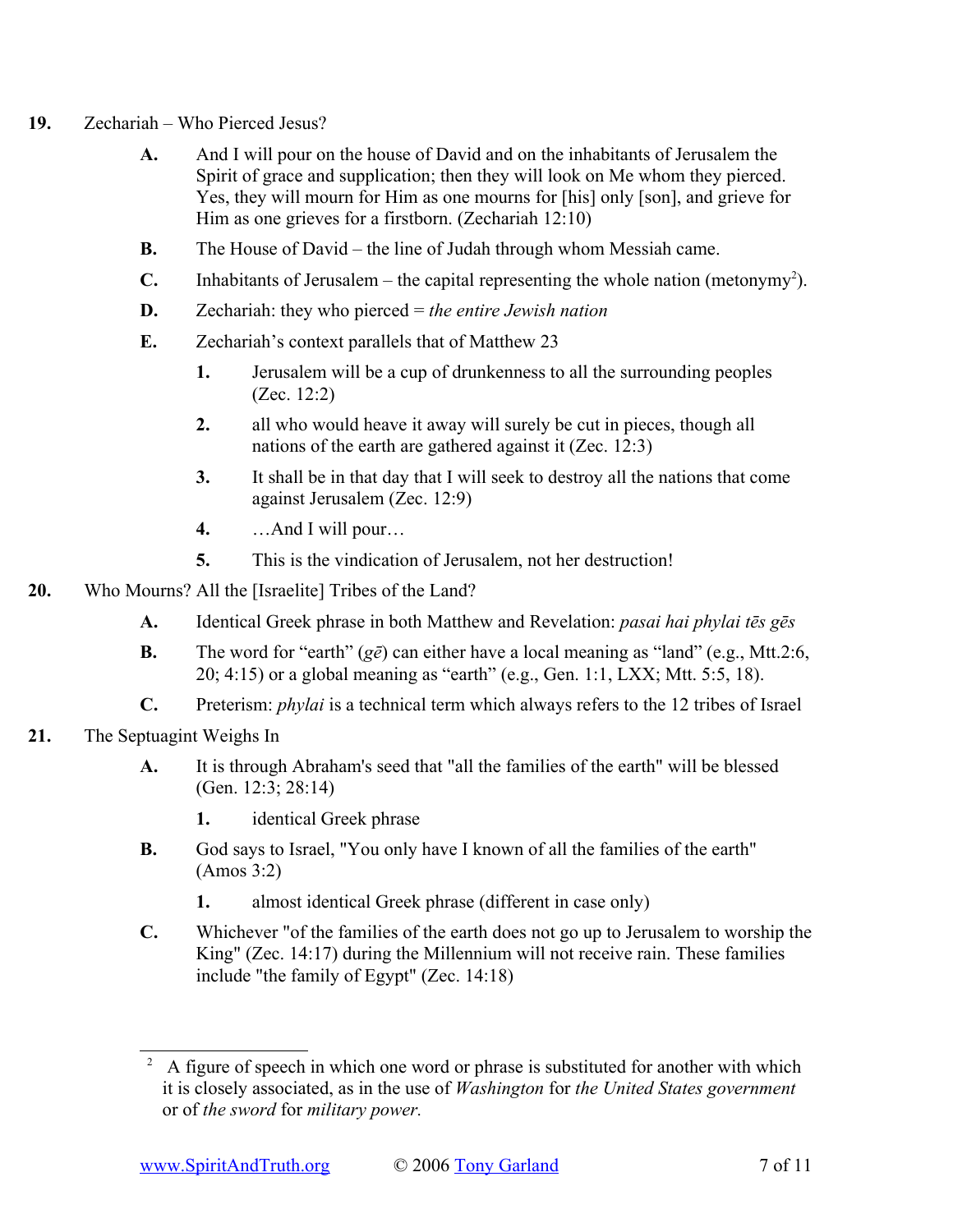**19.** Zechariah – Who Pierced Jesus?

- **A.** And I will pour on the house of David and on the inhabitants of Jerusalem the Spirit of grace and supplication; then they will look on Me whom they pierced. Yes, they will mourn for Him as one mourns for [his] only [son], and grieve for Him as one grieves for a firstborn. (Zechariah 12:10)
- **B.** The House of David – the line of Judah through whom Messiah came.
- **C.** Inhabitants of Jerusalem – the capital representing the whole nation (metonymy[2]).
- **D.** Zechariah: they who pierced = *the entire Jewish nation*
- **E.** Zechariah's context parallels that of Matthew 23
  - **1.** Jerusalem will be a cup of drunkenness to all the surrounding peoples (Zec. 12:2)
  - **2.** all who would heave it away will surely be cut in pieces, though all nations of the earth are gathered against it (Zec. 12:3)
  - **3.** It shall be in that day that I will seek to destroy all the nations that come against Jerusalem (Zec. 12:9)
  - **4.** …And I will pour…
  - **5.** This is the vindication of Jerusalem, not her destruction!

**20.** Who Mourns? All the [Israelite] Tribes of the Land?

- **A.** Identical Greek phrase in both Matthew and Revelation: *pasai hai phylai tēs gēs*
- **B.** The word for "earth" (*gē*) can either have a local meaning as "land" (e.g., Mtt.2:6, 20; 4:15) or a global meaning as "earth" (e.g., Gen. 1:1, LXX; Mtt. 5:5, 18).
- **C.** Preterism: *phylai* is a technical term which always refers to the 12 tribes of Israel

**21.** The Septuagint Weighs In

- **A.** It is through Abraham's seed that "all the families of the earth" will be blessed (Gen. 12:3; 28:14)
  - **1.** identical Greek phrase
- **B.** God says to Israel, "You only have I known of all the families of the earth" (Amos 3:2)
  - **1.** almost identical Greek phrase (different in case only)
- **C.** Whichever "of the families of the earth does not go up to Jerusalem to worship the King" (Zec. 14:17) during the Millennium will not receive rain. These families include "the family of Egypt" (Zec. 14:18)

---

[2] A figure of speech in which one word or phrase is substituted for another with which it is closely associated, as in the use of *Washington* for *the United States government* or of *the sword* for *military power.*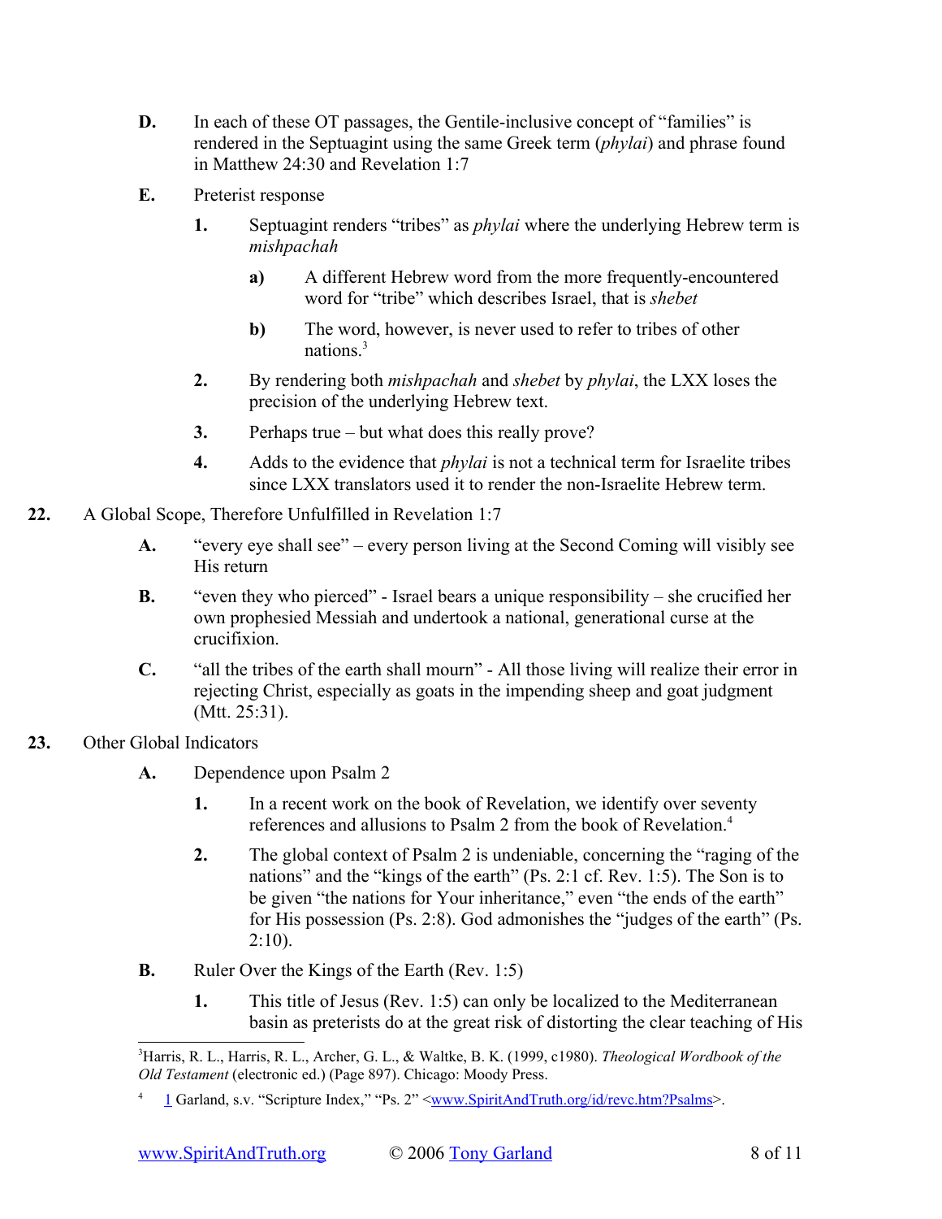D. In each of these OT passages, the Gentile-inclusive concept of "families" is rendered in the Septuagint using the same Greek term (*phylai*) and phrase found in Matthew 24:30 and Revelation 1:7

E. Preterist response

1. Septuagint renders "tribes" as *phylai* where the underlying Hebrew term is *mishpachah*

   a) A different Hebrew word from the more frequently-encountered word for "tribe" which describes Israel, that is *shebet*

   b) The word, however, is never used to refer to tribes of other nations.[3]

2. By rendering both *mishpachah* and *shebet* by *phylai*, the LXX loses the precision of the underlying Hebrew text.

3. Perhaps true – but what does this really prove?

4. Adds to the evidence that *phylai* is not a technical term for Israelite tribes since LXX translators used it to render the non-Israelite Hebrew term.

**22.** A Global Scope, Therefore Unfulfilled in Revelation 1:7

A. "every eye shall see" – every person living at the Second Coming will visibly see His return

B. "even they who pierced" - Israel bears a unique responsibility – she crucified her own prophesied Messiah and undertook a national, generational curse at the crucifixion.

C. "all the tribes of the earth shall mourn" - All those living will realize their error in rejecting Christ, especially as goats in the impending sheep and goat judgment (Mtt. 25:31).

**23.** Other Global Indicators

A. Dependence upon Psalm 2

1. In a recent work on the book of Revelation, we identify over seventy references and allusions to Psalm 2 from the book of Revelation.[4]

2. The global context of Psalm 2 is undeniable, concerning the "raging of the nations" and the "kings of the earth" (Ps. 2:1 cf. Rev. 1:5). The Son is to be given "the nations for Your inheritance," even "the ends of the earth" for His possession (Ps. 2:8). God admonishes the "judges of the earth" (Ps. 2:10).

B. Ruler Over the Kings of the Earth (Rev. 1:5)

1. This title of Jesus (Rev. 1:5) can only be localized to the Mediterranean basin as preterists do at the great risk of distorting the clear teaching of His

---

[3] Harris, R. L., Harris, R. L., Archer, G. L., & Waltke, B. K. (1999, c1980). *Theological Wordbook of the Old Testament* (electronic ed.) (Page 897). Chicago: Moody Press.

[4] 1 Garland, s.v. "Scripture Index," "Ps. 2" <www.SpiritAndTruth.org/id/revc.htm?Psalms>.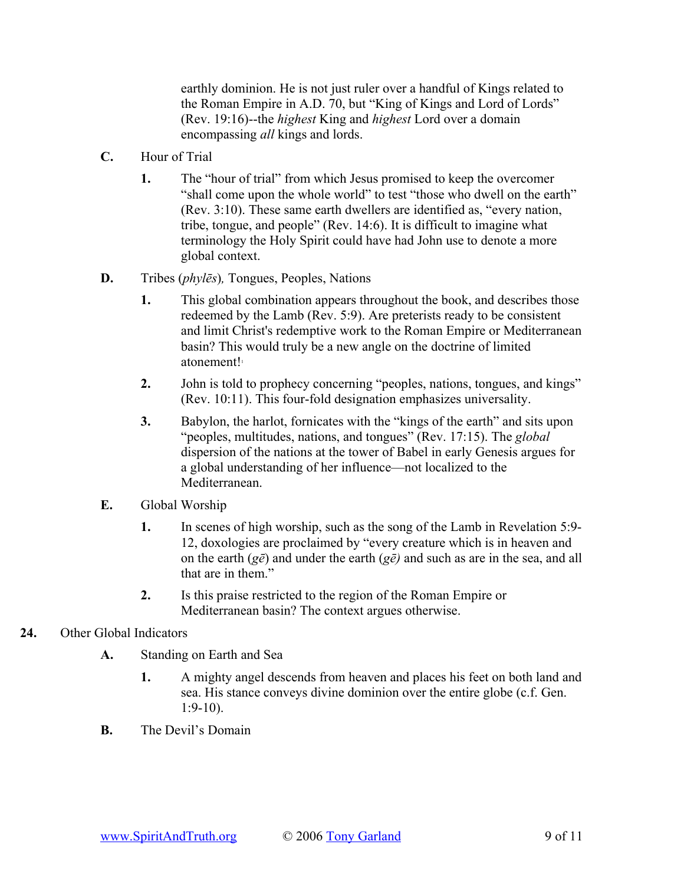earthly dominion. He is not just ruler over a handful of Kings related to the Roman Empire in A.D. 70, but "King of Kings and Lord of Lords" (Rev. 19:16)--the *highest* King and *highest* Lord over a domain encompassing *all* kings and lords.

**C.** Hour of Trial

**1.** The "hour of trial" from which Jesus promised to keep the overcomer "shall come upon the whole world" to test "those who dwell on the earth" (Rev. 3:10). These same earth dwellers are identified as, "every nation, tribe, tongue, and people" (Rev. 14:6). It is difficult to imagine what terminology the Holy Spirit could have had John use to denote a more global context.

**D.** Tribes (*phylēs*)*,* Tongues, Peoples, Nations

**1.** This global combination appears throughout the book, and describes those redeemed by the Lamb (Rev. 5:9). Are preterists ready to be consistent and limit Christ's redemptive work to the Roman Empire or Mediterranean basin? This would truly be a new angle on the doctrine of limited atonement![1]

**2.** John is told to prophecy concerning "peoples, nations, tongues, and kings" (Rev. 10:11). This four-fold designation emphasizes universality.

**3.** Babylon, the harlot, fornicates with the "kings of the earth" and sits upon "peoples, multitudes, nations, and tongues" (Rev. 17:15). The *global* dispersion of the nations at the tower of Babel in early Genesis argues for a global understanding of her influence—not localized to the Mediterranean.

**E.** Global Worship

**1.** In scenes of high worship, such as the song of the Lamb in Revelation 5:9-12, doxologies are proclaimed by "every creature which is in heaven and on the earth (*gē*) and under the earth (*gē)* and such as are in the sea, and all that are in them."

**2.** Is this praise restricted to the region of the Roman Empire or Mediterranean basin? The context argues otherwise.

**24.** Other Global Indicators

**A.** Standing on Earth and Sea

**1.** A mighty angel descends from heaven and places his feet on both land and sea. His stance conveys divine dominion over the entire globe (c.f. Gen. 1:9-10).

**B.** The Devil's Domain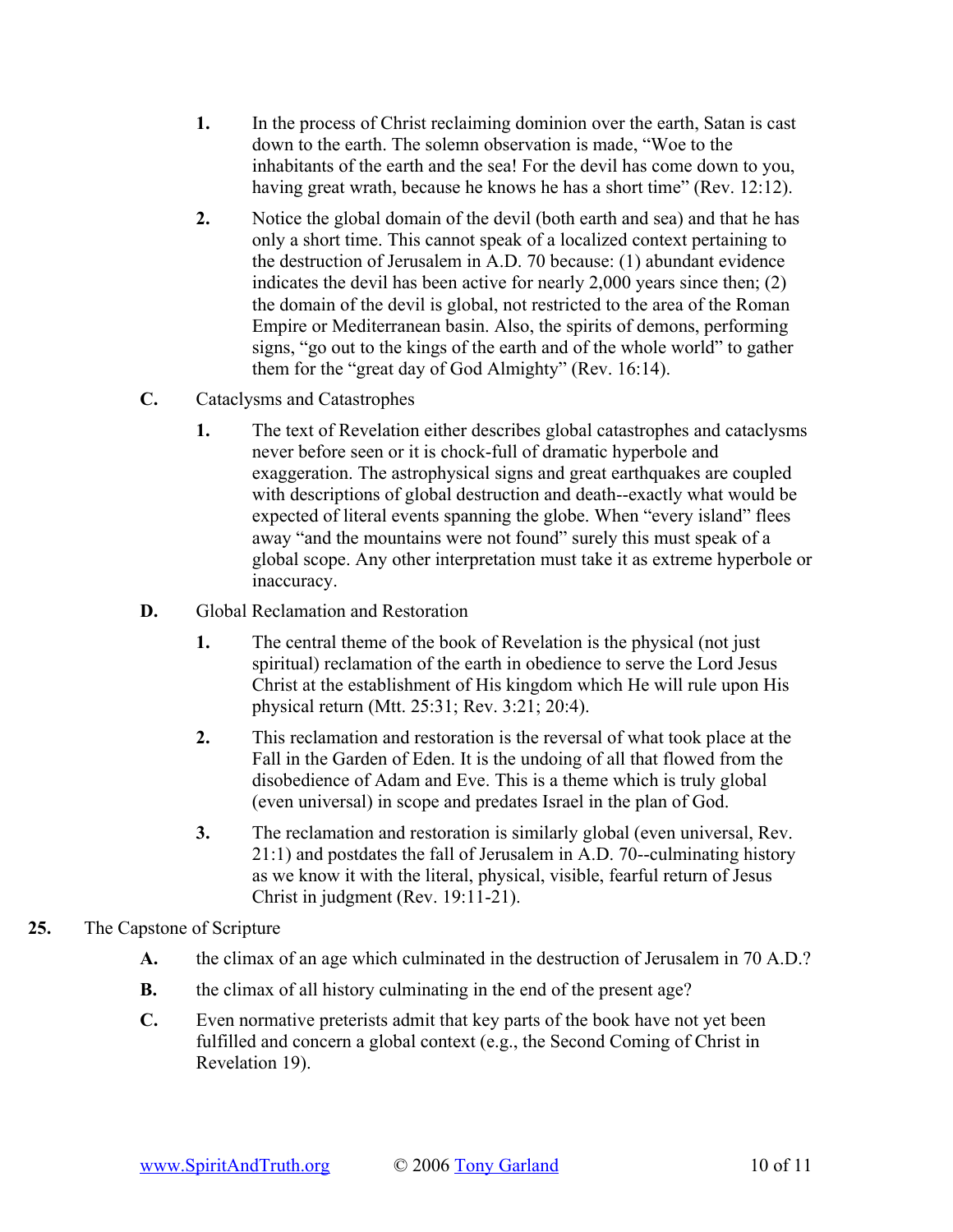1. In the process of Christ reclaiming dominion over the earth, Satan is cast down to the earth. The solemn observation is made, "Woe to the inhabitants of the earth and the sea! For the devil has come down to you, having great wrath, because he knows he has a short time" (Rev. 12:12).

2. Notice the global domain of the devil (both earth and sea) and that he has only a short time. This cannot speak of a localized context pertaining to the destruction of Jerusalem in A.D. 70 because: (1) abundant evidence indicates the devil has been active for nearly 2,000 years since then; (2) the domain of the devil is global, not restricted to the area of the Roman Empire or Mediterranean basin. Also, the spirits of demons, performing signs, "go out to the kings of the earth and of the whole world" to gather them for the "great day of God Almighty" (Rev. 16:14).

**C.** Cataclysms and Catastrophes

1. The text of Revelation either describes global catastrophes and cataclysms never before seen or it is chock-full of dramatic hyperbole and exaggeration. The astrophysical signs and great earthquakes are coupled with descriptions of global destruction and death--exactly what would be expected of literal events spanning the globe. When "every island" flees away "and the mountains were not found" surely this must speak of a global scope. Any other interpretation must take it as extreme hyperbole or inaccuracy.

**D.** Global Reclamation and Restoration

1. The central theme of the book of Revelation is the physical (not just spiritual) reclamation of the earth in obedience to serve the Lord Jesus Christ at the establishment of His kingdom which He will rule upon His physical return (Mtt. 25:31; Rev. 3:21; 20:4).

2. This reclamation and restoration is the reversal of what took place at the Fall in the Garden of Eden. It is the undoing of all that flowed from the disobedience of Adam and Eve. This is a theme which is truly global (even universal) in scope and predates Israel in the plan of God.

3. The reclamation and restoration is similarly global (even universal, Rev. 21:1) and postdates the fall of Jerusalem in A.D. 70--culminating history as we know it with the literal, physical, visible, fearful return of Jesus Christ in judgment (Rev. 19:11-21).

**25.** The Capstone of Scripture

**A.** the climax of an age which culminated in the destruction of Jerusalem in 70 A.D.?

**B.** the climax of all history culminating in the end of the present age?

**C.** Even normative preterists admit that key parts of the book have not yet been fulfilled and concern a global context (e.g., the Second Coming of Christ in Revelation 19).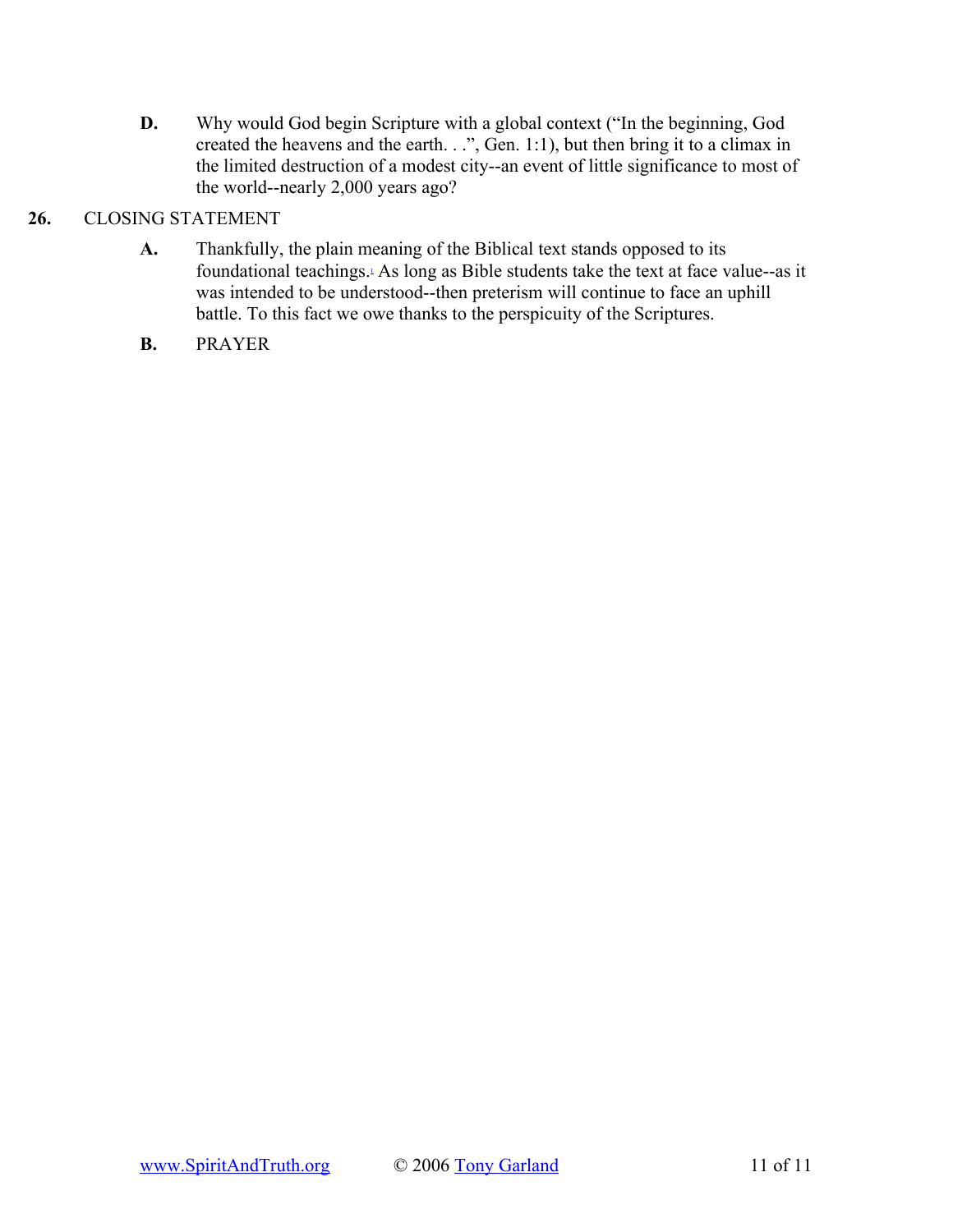**D.** Why would God begin Scripture with a global context ("In the beginning, God created the heavens and the earth. . .", Gen. 1:1), but then bring it to a climax in the limited destruction of a modest city--an event of little significance to most of the world--nearly 2,000 years ago?

**26.** CLOSING STATEMENT

**A.** Thankfully, the plain meaning of the Biblical text stands opposed to its foundational teachings.[1] As long as Bible students take the text at face value--as it was intended to be understood--then preterism will continue to face an uphill battle. To this fact we owe thanks to the perspicuity of the Scriptures.

**B.** PRAYER